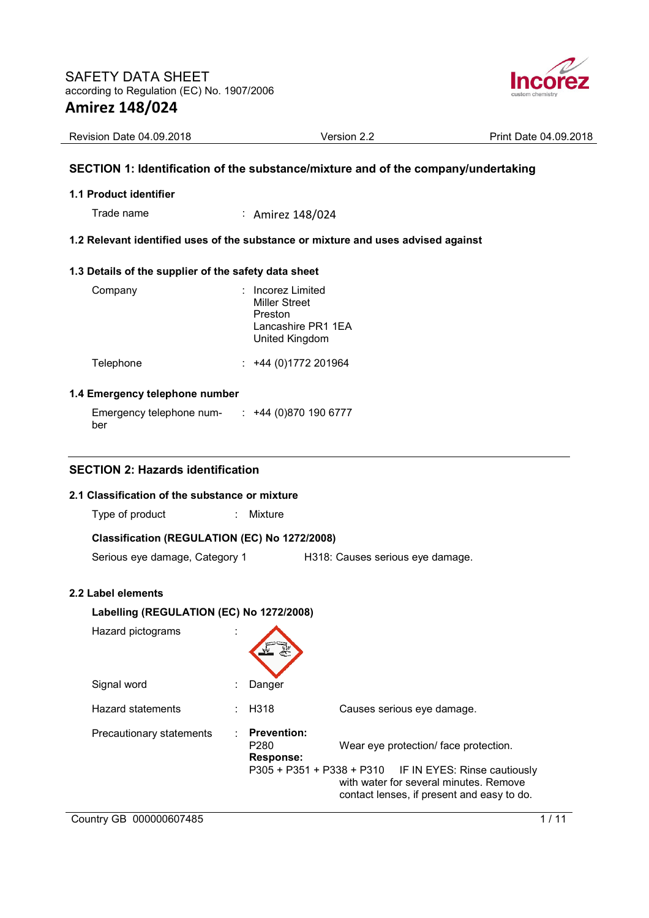# SAFETY DATA SHEET

according to Regulation (EC) No. 1907/2006

# Amirez 148/024

Revision Date 04.09.2018 Version 2.2 Print Date 04.09.2018

## SECTION 1: Identification of the substance/mixture and of the company/undertaking

### 1.1 Product identifier

Trade name : Amirez 148/024

### 1.2 Relevant identified uses of the substance or mixture and uses advised against

### 1.3 Details of the supplier of the safety data sheet

Company : Incorez Limited
Miller Street
Preston
Lancashire PR1 1EA
United Kingdom

Telephone : +44 (0)1772 201964

### 1.4 Emergency telephone number

Emergency telephone number : +44 (0)870 190 6777

## SECTION 2: Hazards identification

### 2.1 Classification of the substance or mixture

Type of product : Mixture

**Classification (REGULATION (EC) No 1272/2008)**

Serious eye damage, Category 1 H318: Causes serious eye damage.

### 2.2 Label elements

**Labelling (REGULATION (EC) No 1272/2008)**

Hazard pictograms :

Signal word : Danger

Hazard statements : H318 Causes serious eye damage.

Precautionary statements :

**Prevention:**

P280 Wear eye protection/ face protection.

**Response:**

P305 + P351 + P338 + P310 IF IN EYES: Rinse cautiously with water for several minutes. Remove contact lenses, if present and easy to do.

Country GB 000000607485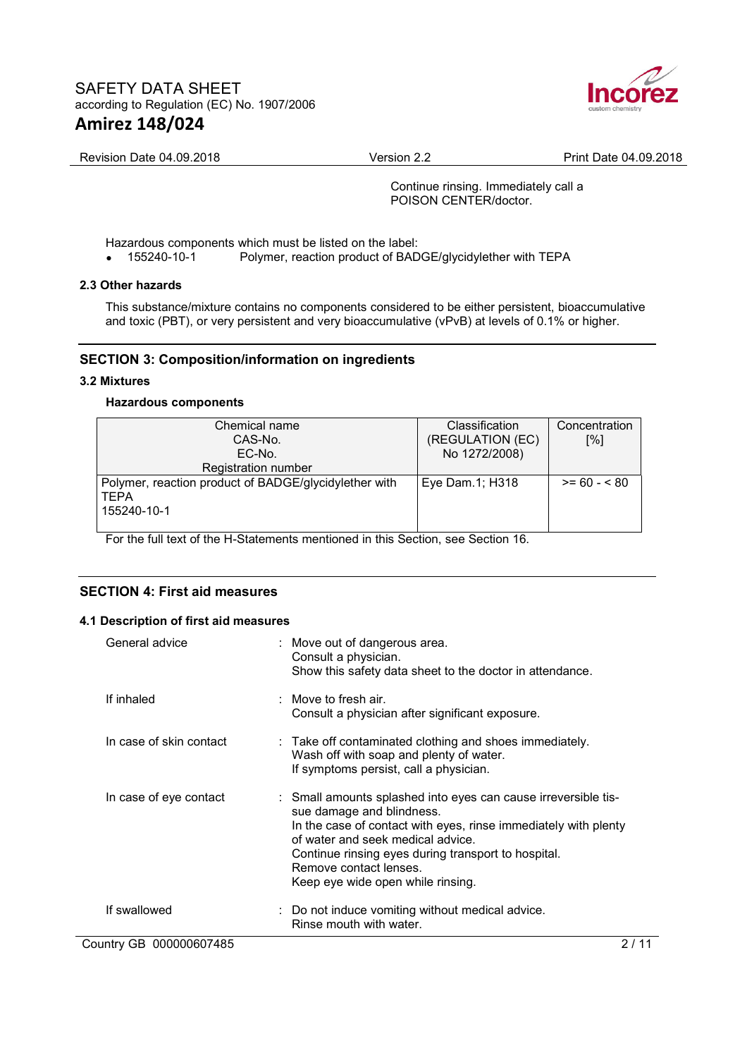Continue rinsing. Immediately call a POISON CENTER/doctor.

Hazardous components which must be listed on the label:

- 155240-10-1 Polymer, reaction product of BADGE/glycidylether with TEPA

### 2.3 Other hazards

This substance/mixture contains no components considered to be either persistent, bioaccumulative and toxic (PBT), or very persistent and very bioaccumulative (vPvB) at levels of 0.1% or higher.

## SECTION 3: Composition/information on ingredients

### 3.2 Mixtures

**Hazardous components**

| Chemical name<br>CAS-No.<br>EC-No.<br>Registration number | Classification<br>(REGULATION (EC)<br>No 1272/2008) | Concentration<br>[%] |
|---|---|---|
| Polymer, reaction product of BADGE/glycidylether with TEPA<br>155240-10-1 | Eye Dam.1; H318 | >= 60 - < 80 |

For the full text of the H-Statements mentioned in this Section, see Section 16.

## SECTION 4: First aid measures

### 4.1 Description of first aid measures

General advice : Move out of dangerous area.
Consult a physician.
Show this safety data sheet to the doctor in attendance.

If inhaled : Move to fresh air.
Consult a physician after significant exposure.

In case of skin contact : Take off contaminated clothing and shoes immediately.
Wash off with soap and plenty of water.
If symptoms persist, call a physician.

In case of eye contact : Small amounts splashed into eyes can cause irreversible tissue damage and blindness.
In the case of contact with eyes, rinse immediately with plenty of water and seek medical advice.
Continue rinsing eyes during transport to hospital.
Remove contact lenses.
Keep eye wide open while rinsing.

If swallowed : Do not induce vomiting without medical advice.
Rinse mouth with water.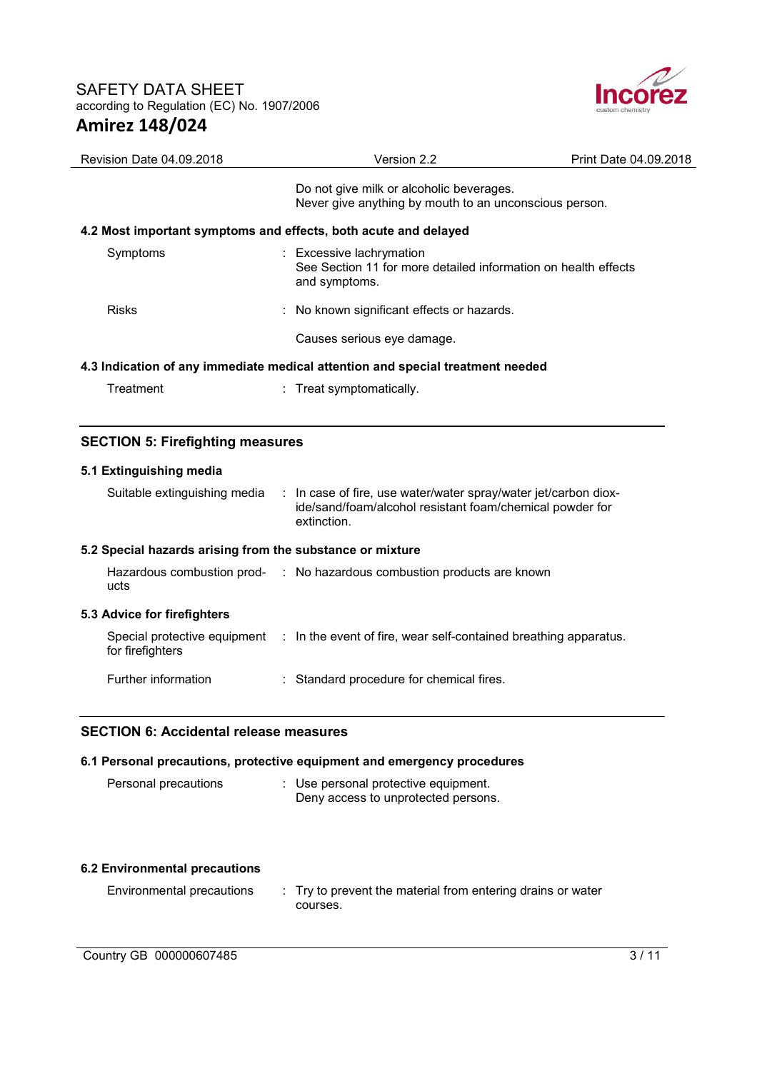Do not give milk or alcoholic beverages.
Never give anything by mouth to an unconscious person.

**4.2 Most important symptoms and effects, both acute and delayed**

| | |
|---|---|
| Symptoms | : Excessive lachrymation<br>See Section 11 for more detailed information on health effects and symptoms. |
| Risks | : No known significant effects or hazards.<br><br>Causes serious eye damage. |

**4.3 Indication of any immediate medical attention and special treatment needed**

| | |
|---|---|
| Treatment | : Treat symptomatically. |

## SECTION 5: Firefighting measures

**5.1 Extinguishing media**

| | |
|---|---|
| Suitable extinguishing media | : In case of fire, use water/water spray/water jet/carbon dioxide/sand/foam/alcohol resistant foam/chemical powder for extinction. |

**5.2 Special hazards arising from the substance or mixture**

| | |
|---|---|
| Hazardous combustion products | : No hazardous combustion products are known |

**5.3 Advice for firefighters**

| | |
|---|---|
| Special protective equipment for firefighters | : In the event of fire, wear self-contained breathing apparatus. |
| Further information | : Standard procedure for chemical fires. |

## SECTION 6: Accidental release measures

**6.1 Personal precautions, protective equipment and emergency procedures**

| | |
|---|---|
| Personal precautions | : Use personal protective equipment.<br>Deny access to unprotected persons. |

**6.2 Environmental precautions**

| | |
|---|---|
| Environmental precautions | : Try to prevent the material from entering drains or water courses. |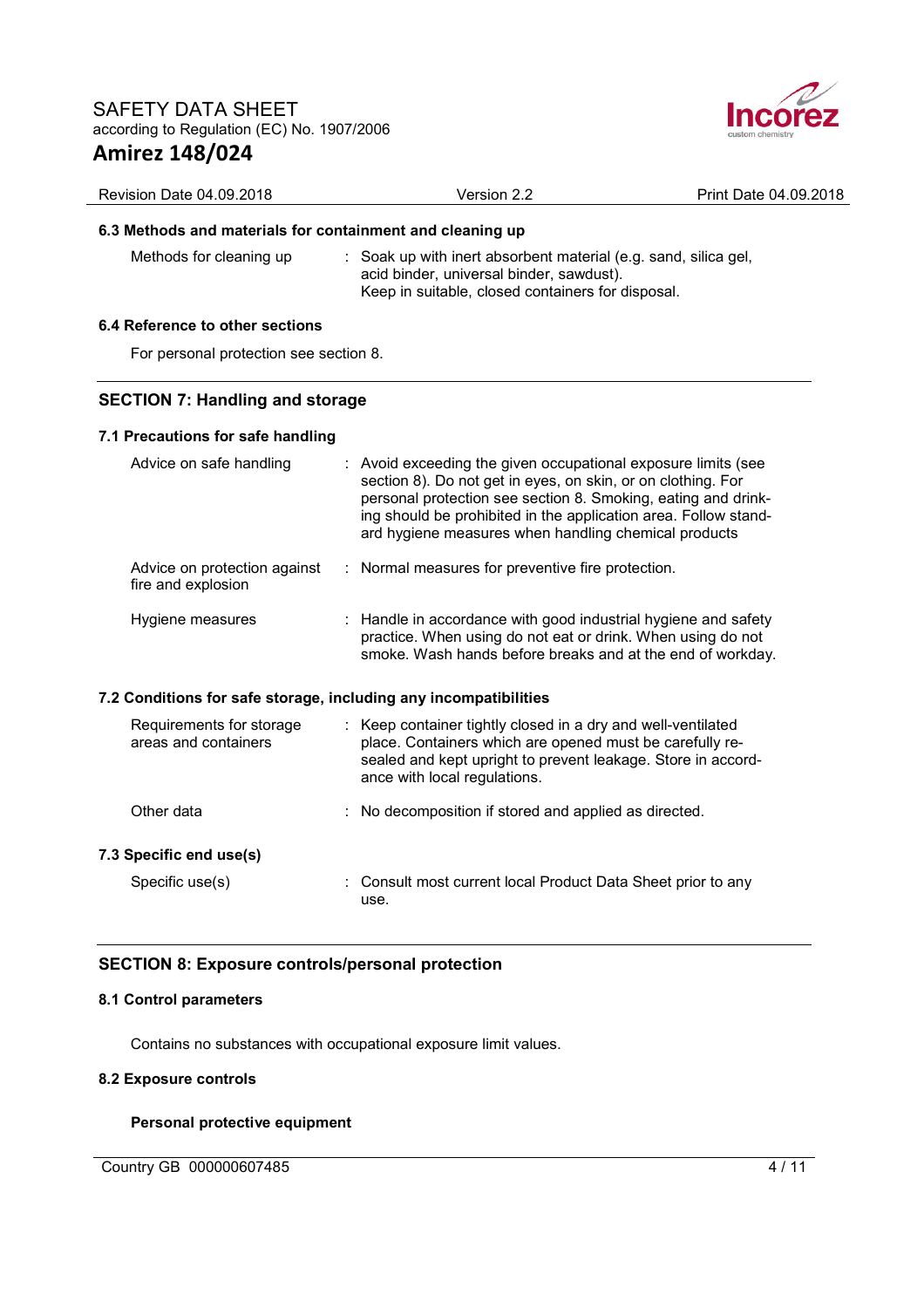### 6.3 Methods and materials for containment and cleaning up

| | |
|---|---|
| Methods for cleaning up | : Soak up with inert absorbent material (e.g. sand, silica gel, acid binder, universal binder, sawdust).<br>Keep in suitable, closed containers for disposal. |

### 6.4 Reference to other sections

For personal protection see section 8.

## SECTION 7: Handling and storage

### 7.1 Precautions for safe handling

| | |
|---|---|
| Advice on safe handling | : Avoid exceeding the given occupational exposure limits (see section 8). Do not get in eyes, on skin, or on clothing. For personal protection see section 8. Smoking, eating and drinking should be prohibited in the application area. Follow standard hygiene measures when handling chemical products |
| Advice on protection against fire and explosion | : Normal measures for preventive fire protection. |
| Hygiene measures | : Handle in accordance with good industrial hygiene and safety practice. When using do not eat or drink. When using do not smoke. Wash hands before breaks and at the end of workday. |

### 7.2 Conditions for safe storage, including any incompatibilities

| | |
|---|---|
| Requirements for storage areas and containers | : Keep container tightly closed in a dry and well-ventilated place. Containers which are opened must be carefully resealed and kept upright to prevent leakage. Store in accordance with local regulations. |
| Other data | : No decomposition if stored and applied as directed. |

### 7.3 Specific end use(s)

| | |
|---|---|
| Specific use(s) | : Consult most current local Product Data Sheet prior to any use. |

## SECTION 8: Exposure controls/personal protection

### 8.1 Control parameters

Contains no substances with occupational exposure limit values.

### 8.2 Exposure controls

**Personal protective equipment**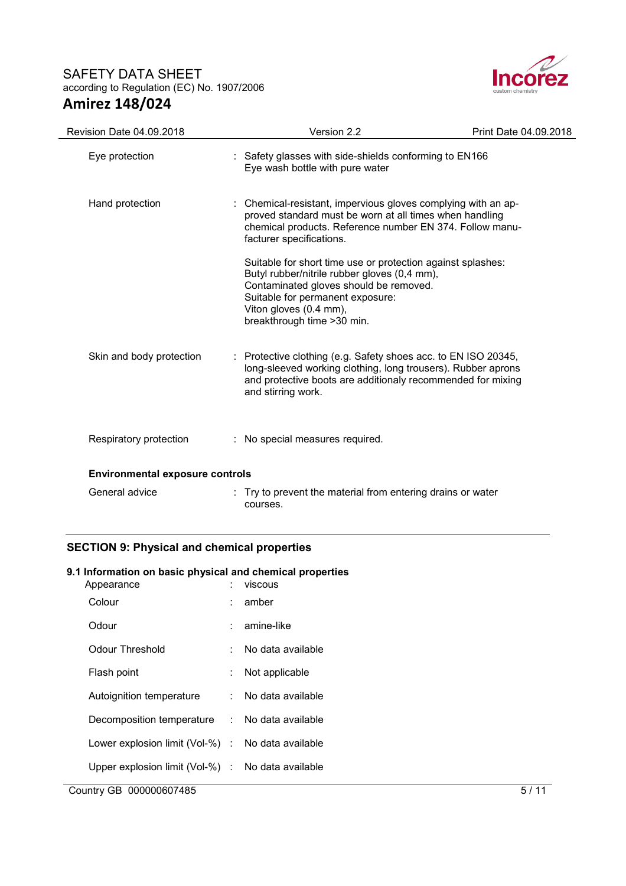| | | |
|---|---|---|
| Eye protection | : | Safety glasses with side-shields conforming to EN166<br>Eye wash bottle with pure water |
| Hand protection | : | Chemical-resistant, impervious gloves complying with an approved standard must be worn at all times when handling chemical products. Reference number EN 374. Follow manufacturer specifications.<br><br>Suitable for short time use or protection against splashes:<br>Butyl rubber/nitrile rubber gloves (0,4 mm),<br>Contaminated gloves should be removed.<br>Suitable for permanent exposure:<br>Viton gloves (0.4 mm),<br>breakthrough time >30 min. |
| Skin and body protection | : | Protective clothing (e.g. Safety shoes acc. to EN ISO 20345, long-sleeved working clothing, long trousers). Rubber aprons and protective boots are additionaly recommended for mixing and stirring work. |
| Respiratory protection | : | No special measures required. |

**Environmental exposure controls**

| | | |
|---|---|---|
| General advice | : | Try to prevent the material from entering drains or water courses. |

## SECTION 9: Physical and chemical properties

### 9.1 Information on basic physical and chemical properties

| | | |
|---|---|---|
| Appearance | : | viscous |
| Colour | : | amber |
| Odour | : | amine-like |
| Odour Threshold | : | No data available |
| Flash point | : | Not applicable |
| Autoignition temperature | : | No data available |
| Decomposition temperature | : | No data available |
| Lower explosion limit (Vol-%) | : | No data available |
| Upper explosion limit (Vol-%) | : | No data available |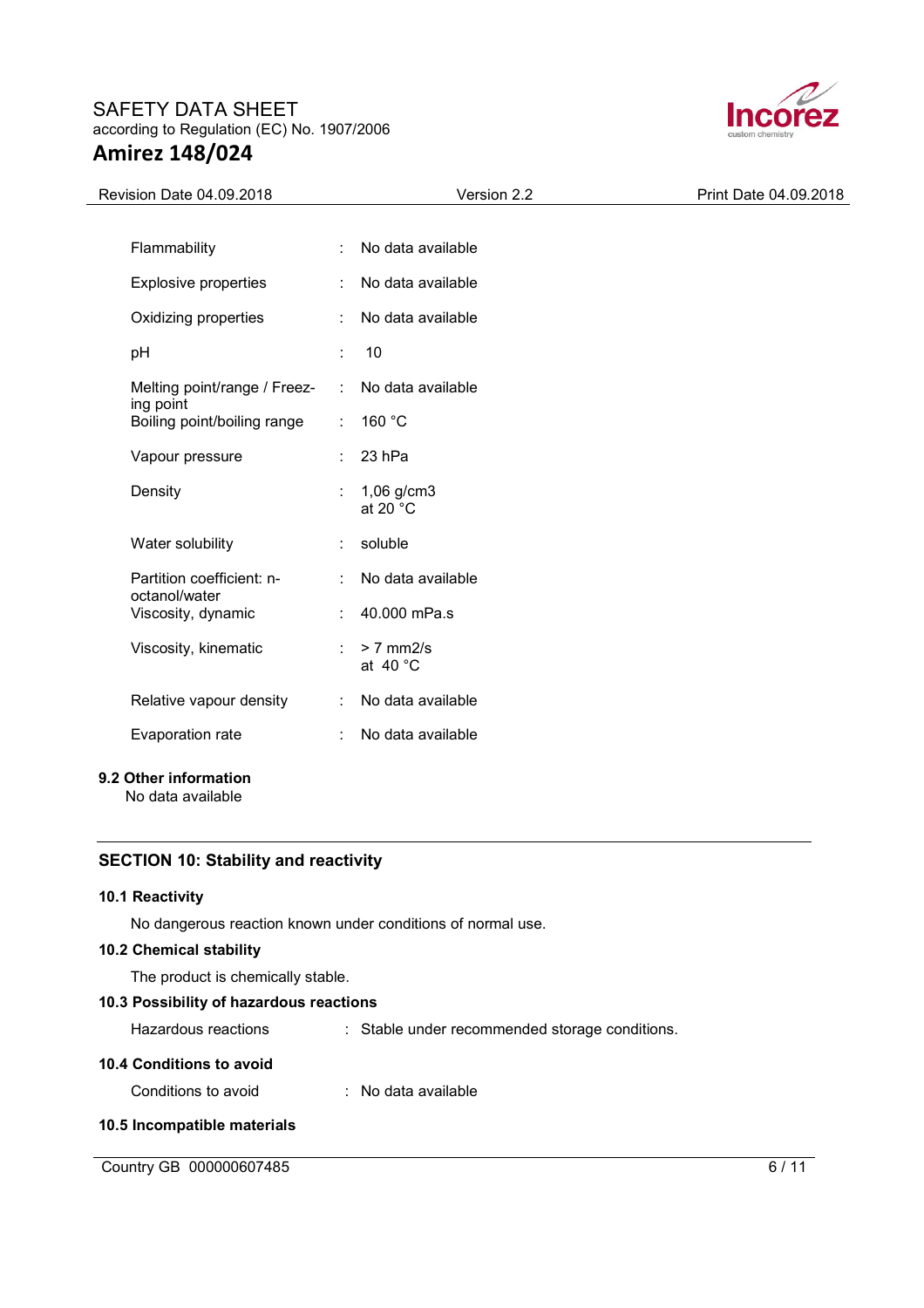| Property | | Value |
|---|---|---|
| Flammability | : | No data available |
| Explosive properties | : | No data available |
| Oxidizing properties | : | No data available |
| pH | : | 10 |
| Melting point/range / Freezing point | : | No data available |
| Boiling point/boiling range | : | 160 °C |
| Vapour pressure | : | 23 hPa |
| Density | : | 1,06 g/cm3 at 20 °C |
| Water solubility | : | soluble |
| Partition coefficient: n-octanol/water | : | No data available |
| Viscosity, dynamic | : | 40.000 mPa.s |
| Viscosity, kinematic | : | > 7 mm2/s at 40 °C |
| Relative vapour density | : | No data available |
| Evaporation rate | : | No data available |

**9.2 Other information**

No data available

## SECTION 10: Stability and reactivity

**10.1 Reactivity**

No dangerous reaction known under conditions of normal use.

**10.2 Chemical stability**

The product is chemically stable.

**10.3 Possibility of hazardous reactions**

Hazardous reactions : Stable under recommended storage conditions.

**10.4 Conditions to avoid**

Conditions to avoid : No data available

**10.5 Incompatible materials**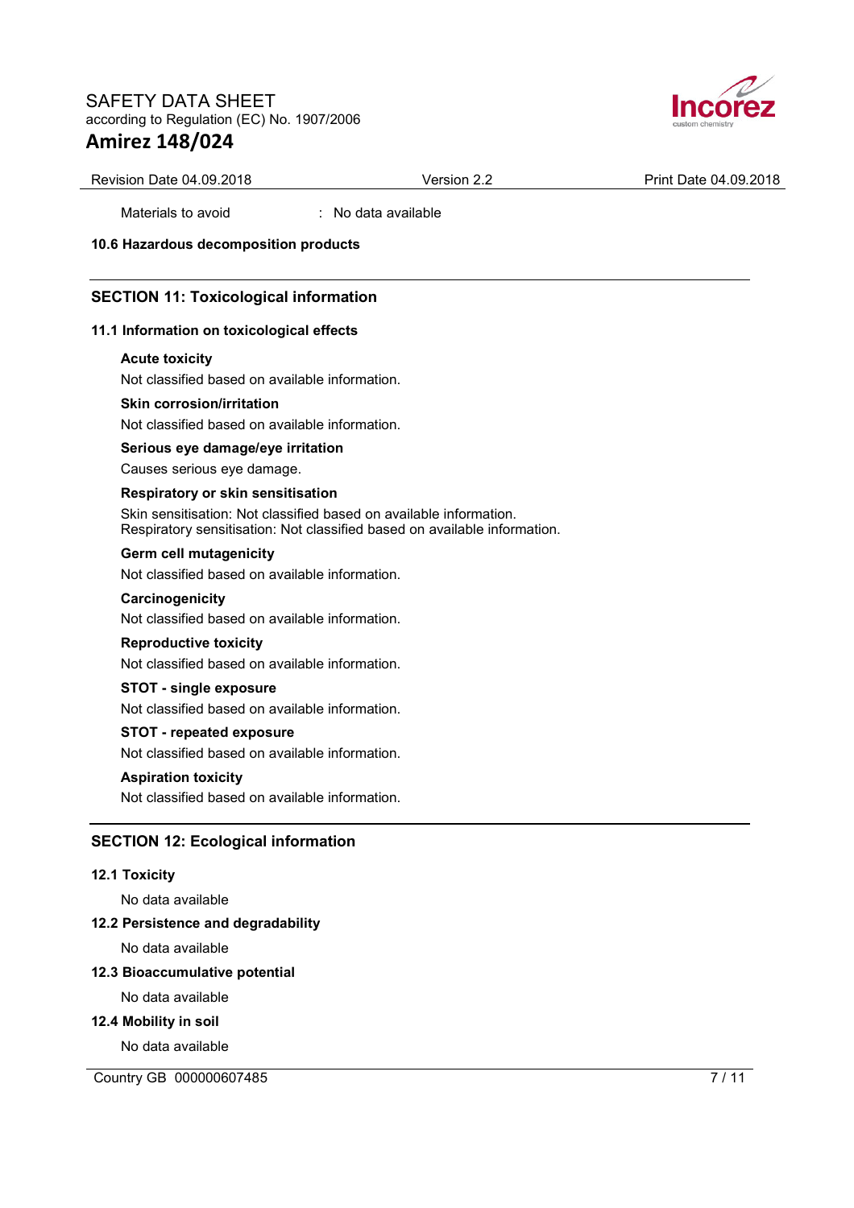Materials to avoid : No data available

**10.6 Hazardous decomposition products**

## SECTION 11: Toxicological information

### 11.1 Information on toxicological effects

**Acute toxicity**

Not classified based on available information.

**Skin corrosion/irritation**

Not classified based on available information.

**Serious eye damage/eye irritation**

Causes serious eye damage.

**Respiratory or skin sensitisation**

Skin sensitisation: Not classified based on available information.
Respiratory sensitisation: Not classified based on available information.

**Germ cell mutagenicity**

Not classified based on available information.

**Carcinogenicity**

Not classified based on available information.

**Reproductive toxicity**

Not classified based on available information.

**STOT - single exposure**

Not classified based on available information.

**STOT - repeated exposure**

Not classified based on available information.

**Aspiration toxicity**

Not classified based on available information.

## SECTION 12: Ecological information

### 12.1 Toxicity

No data available

### 12.2 Persistence and degradability

No data available

### 12.3 Bioaccumulative potential

No data available

### 12.4 Mobility in soil

No data available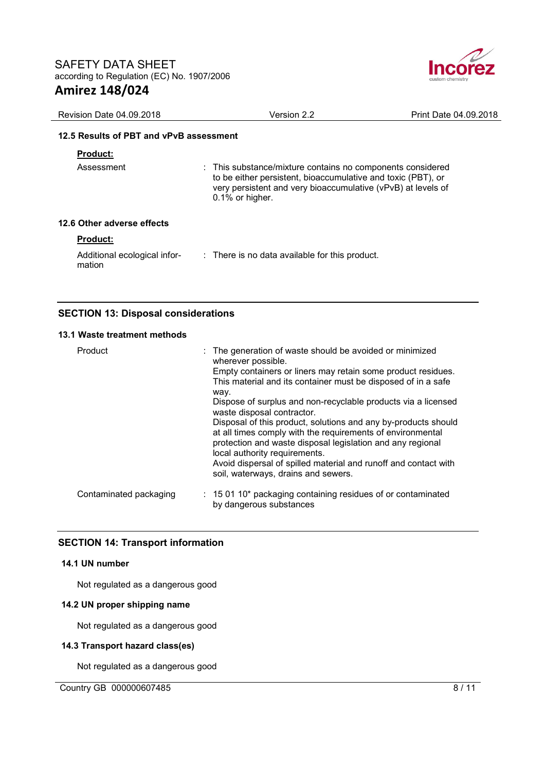### 12.5 Results of PBT and vPvB assessment

**Product:**

| | |
|---|---|
| Assessment | : This substance/mixture contains no components considered to be either persistent, bioaccumulative and toxic (PBT), or very persistent and very bioaccumulative (vPvB) at levels of 0.1% or higher. |

### 12.6 Other adverse effects

**Product:**

| | |
|---|---|
| Additional ecological information | : There is no data available for this product. |

## SECTION 13: Disposal considerations

### 13.1 Waste treatment methods

| | |
|---|---|
| Product | : The generation of waste should be avoided or minimized wherever possible. Empty containers or liners may retain some product residues. This material and its container must be disposed of in a safe way. Dispose of surplus and non-recyclable products via a licensed waste disposal contractor. Disposal of this product, solutions and any by-products should at all times comply with the requirements of environmental protection and waste disposal legislation and any regional local authority requirements. Avoid dispersal of spilled material and runoff and contact with soil, waterways, drains and sewers. |
| Contaminated packaging | : 15 01 10* packaging containing residues of or contaminated by dangerous substances |

## SECTION 14: Transport information

### 14.1 UN number

Not regulated as a dangerous good

### 14.2 UN proper shipping name

Not regulated as a dangerous good

### 14.3 Transport hazard class(es)

Not regulated as a dangerous good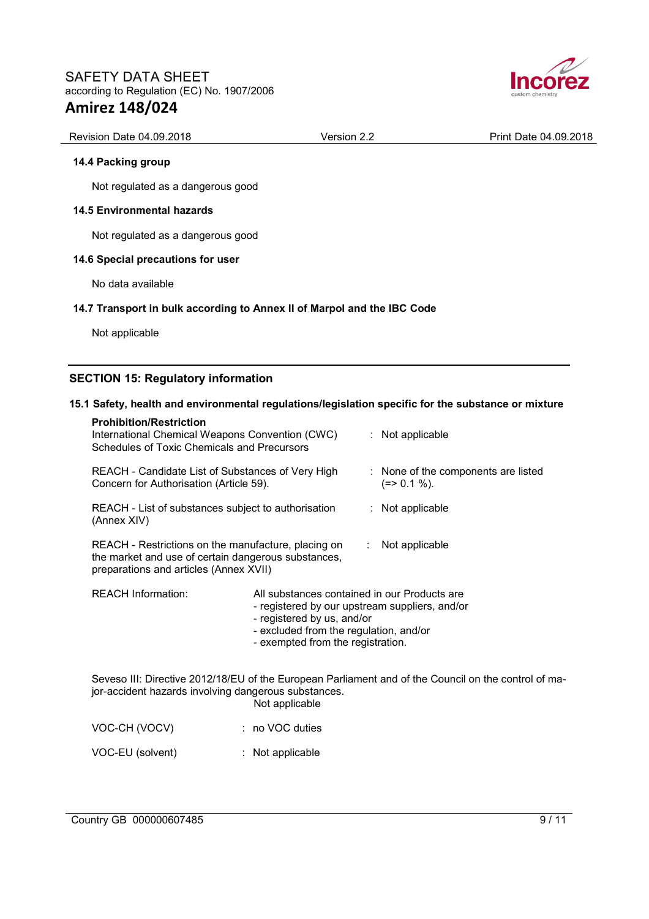### 14.4 Packing group

Not regulated as a dangerous good

### 14.5 Environmental hazards

Not regulated as a dangerous good

### 14.6 Special precautions for user

No data available

### 14.7 Transport in bulk according to Annex II of Marpol and the IBC Code

Not applicable

## SECTION 15: Regulatory information

### 15.1 Safety, health and environmental regulations/legislation specific for the substance or mixture

**Prohibition/Restriction**

International Chemical Weapons Convention (CWC) Schedules of Toxic Chemicals and Precursors : Not applicable

REACH - Candidate List of Substances of Very High Concern for Authorisation (Article 59). : None of the components are listed (=> 0.1 %).

REACH - List of substances subject to authorisation (Annex XIV) : Not applicable

REACH - Restrictions on the manufacture, placing on the market and use of certain dangerous substances, preparations and articles (Annex XVII) : Not applicable

REACH Information: All substances contained in our Products are
- registered by our upstream suppliers, and/or
- registered by us, and/or
- excluded from the regulation, and/or
- exempted from the registration.

Seveso III: Directive 2012/18/EU of the European Parliament and of the Council on the control of major-accident hazards involving dangerous substances.
Not applicable

VOC-CH (VOCV) : no VOC duties

VOC-EU (solvent) : Not applicable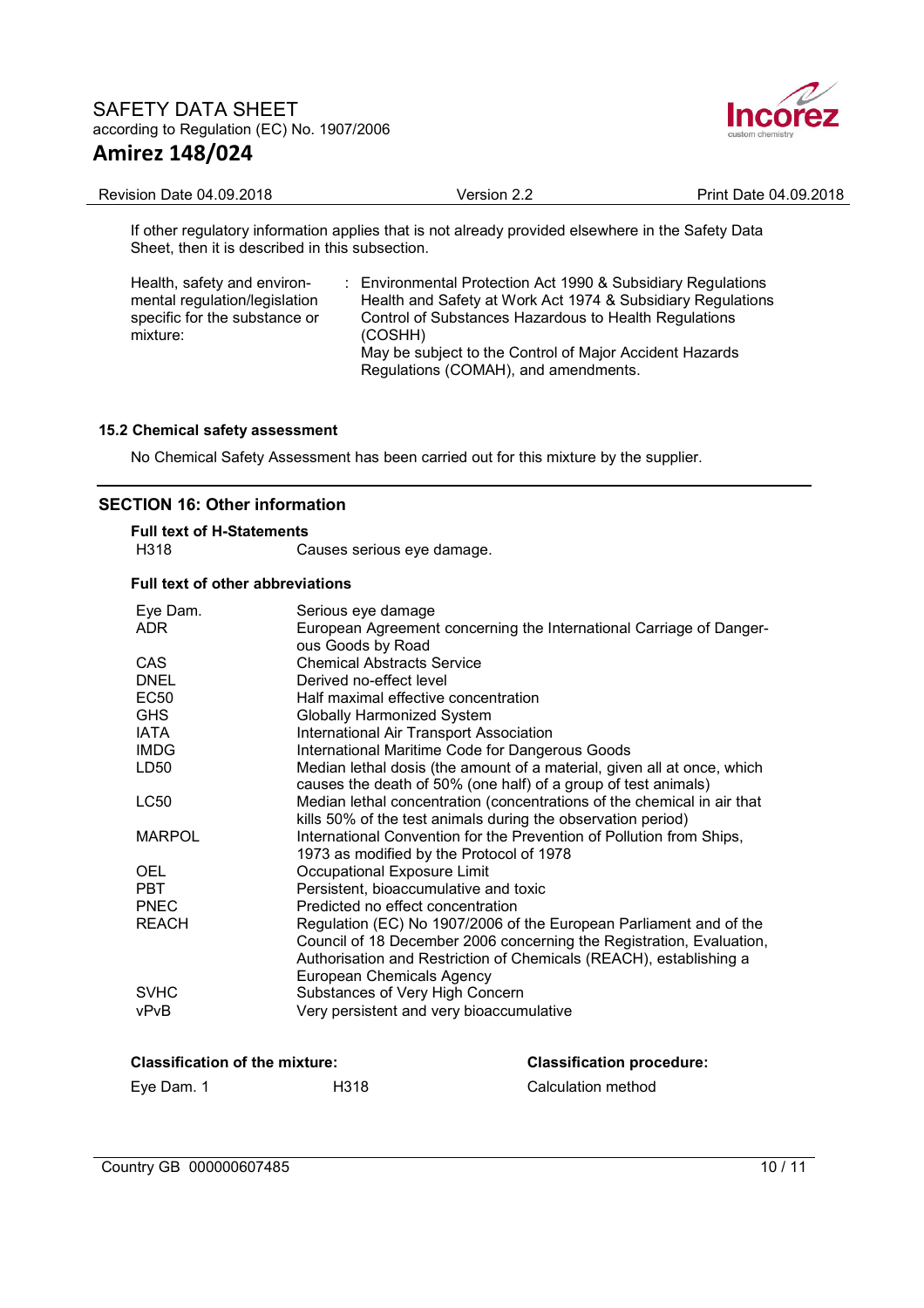If other regulatory information applies that is not already provided elsewhere in the Safety Data Sheet, then it is described in this subsection.

| | |
|---|---|
| Health, safety and environmental regulation/legislation specific for the substance or mixture: | Environmental Protection Act 1990 & Subsidiary Regulations<br>Health and Safety at Work Act 1974 & Subsidiary Regulations<br>Control of Substances Hazardous to Health Regulations (COSHH)<br>May be subject to the Control of Major Accident Hazards Regulations (COMAH), and amendments. |

### 15.2 Chemical safety assessment

No Chemical Safety Assessment has been carried out for this mixture by the supplier.

## SECTION 16: Other information

**Full text of H-Statements**

| | |
|---|---|
| H318 | Causes serious eye damage. |

**Full text of other abbreviations**

| | |
|---|---|
| Eye Dam. | Serious eye damage |
| ADR | European Agreement concerning the International Carriage of Dangerous Goods by Road |
| CAS | Chemical Abstracts Service |
| DNEL | Derived no-effect level |
| EC50 | Half maximal effective concentration |
| GHS | Globally Harmonized System |
| IATA | International Air Transport Association |
| IMDG | International Maritime Code for Dangerous Goods |
| LD50 | Median lethal dosis (the amount of a material, given all at once, which causes the death of 50% (one half) of a group of test animals) |
| LC50 | Median lethal concentration (concentrations of the chemical in air that kills 50% of the test animals during the observation period) |
| MARPOL | International Convention for the Prevention of Pollution from Ships, 1973 as modified by the Protocol of 1978 |
| OEL | Occupational Exposure Limit |
| PBT | Persistent, bioaccumulative and toxic |
| PNEC | Predicted no effect concentration |
| REACH | Regulation (EC) No 1907/2006 of the European Parliament and of the Council of 18 December 2006 concerning the Registration, Evaluation, Authorisation and Restriction of Chemicals (REACH), establishing a European Chemicals Agency |
| SVHC | Substances of Very High Concern |
| vPvB | Very persistent and very bioaccumulative |

| Classification of the mixture: | | Classification procedure: |
|---|---|---|
| Eye Dam. 1 | H318 | Calculation method |

Country GB 000000607485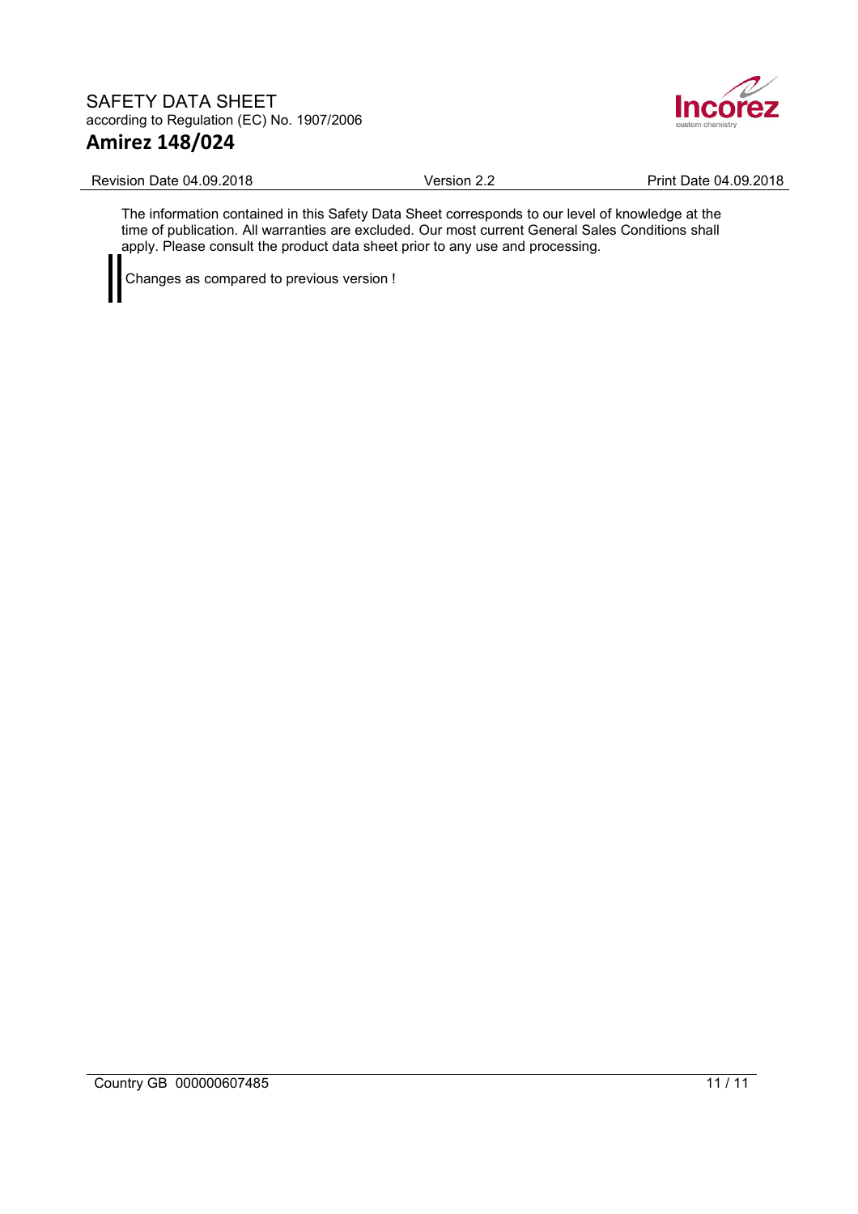The information contained in this Safety Data Sheet corresponds to our level of knowledge at the time of publication. All warranties are excluded. Our most current General Sales Conditions shall apply. Please consult the product data sheet prior to any use and processing.

Changes as compared to previous version !